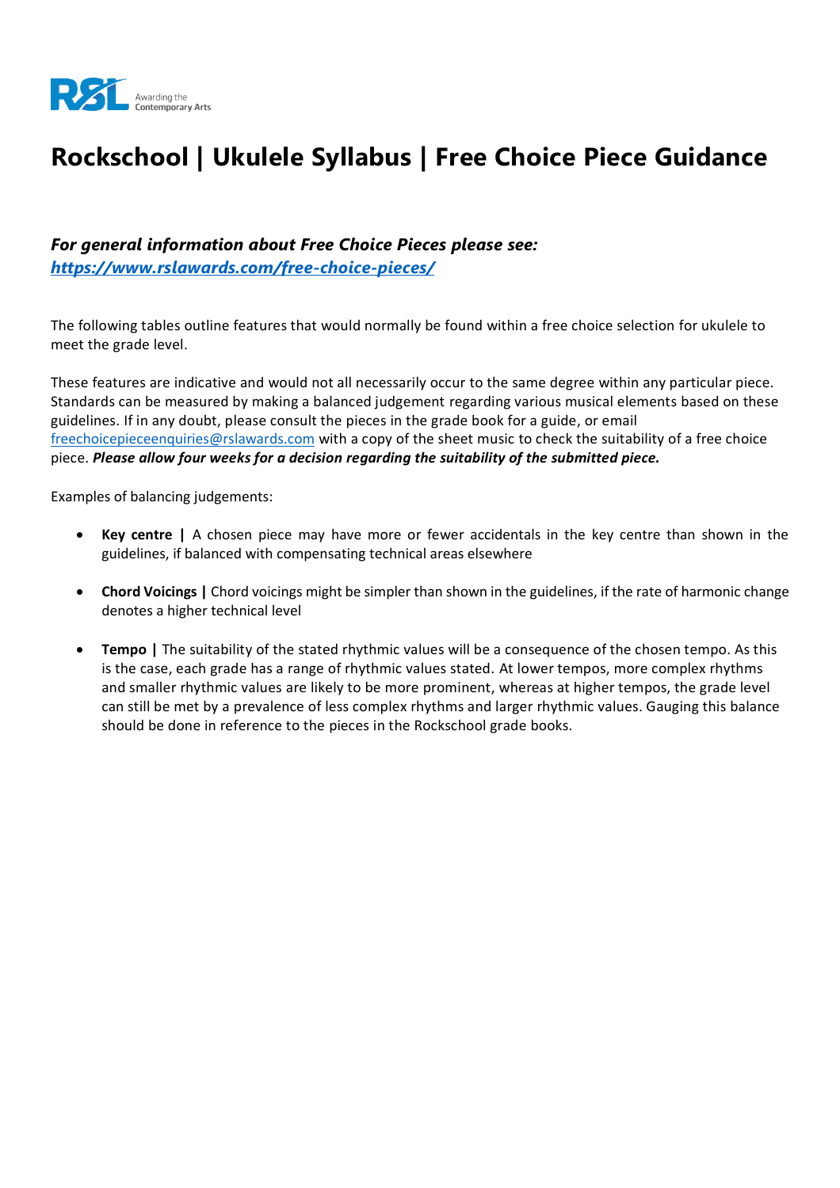RSL Awarding the Contemporary Arts

# Rockschool | Ukulele Syllabus | Free Choice Piece Guidance

***For general information about Free Choice Pieces please see:***
***https://www.rslawards.com/free-choice-pieces/***

The following tables outline features that would normally be found within a free choice selection for ukulele to meet the grade level.

These features are indicative and would not all necessarily occur to the same degree within any particular piece. Standards can be measured by making a balanced judgement regarding various musical elements based on these guidelines. If in any doubt, please consult the pieces in the grade book for a guide, or email freechoicepieceenquiries@rslawards.com with a copy of the sheet music to check the suitability of a free choice piece. ***Please allow four weeks for a decision regarding the suitability of the submitted piece.***

Examples of balancing judgements:

- **Key centre |** A chosen piece may have more or fewer accidentals in the key centre than shown in the guidelines, if balanced with compensating technical areas elsewhere
- **Chord Voicings |** Chord voicings might be simpler than shown in the guidelines, if the rate of harmonic change denotes a higher technical level
- **Tempo |** The suitability of the stated rhythmic values will be a consequence of the chosen tempo. As this is the case, each grade has a range of rhythmic values stated. At lower tempos, more complex rhythms and smaller rhythmic values are likely to be more prominent, whereas at higher tempos, the grade level can still be met by a prevalence of less complex rhythms and larger rhythmic values. Gauging this balance should be done in reference to the pieces in the Rockschool grade books.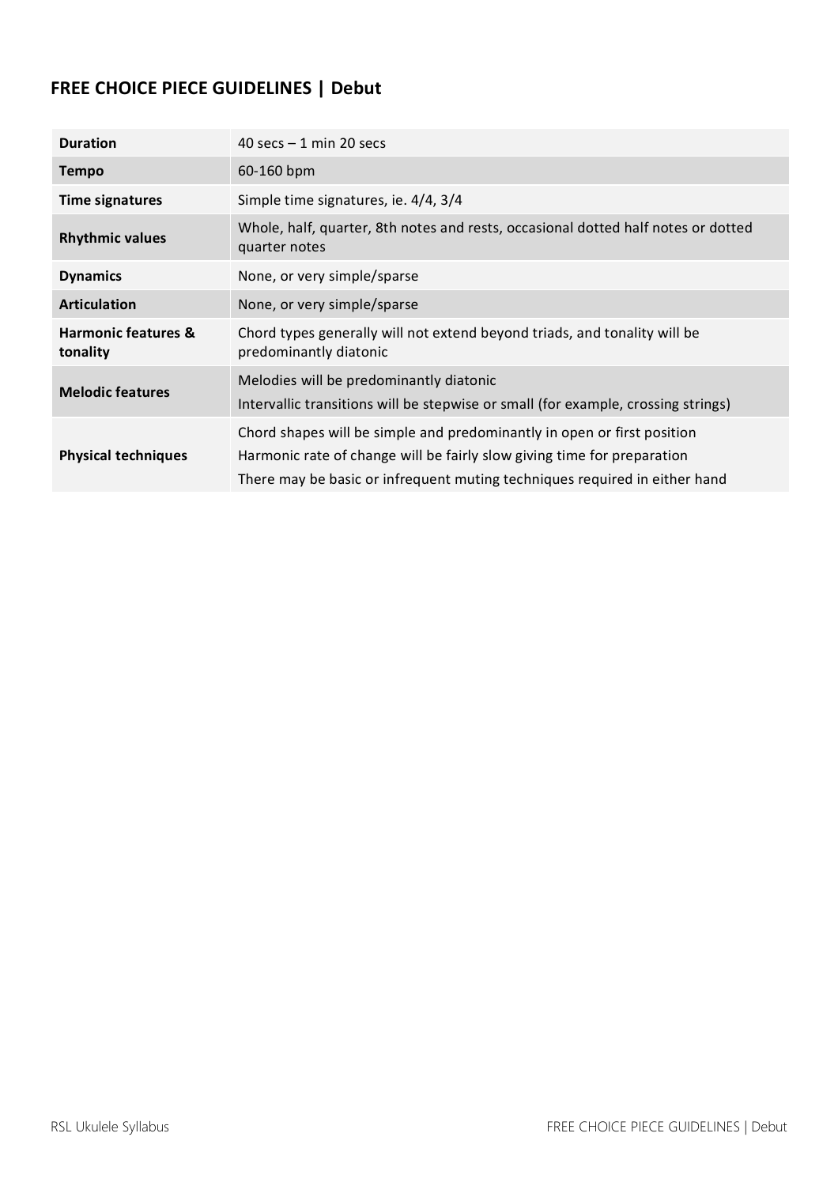## FREE CHOICE PIECE GUIDELINES | Debut

| | |
|---|---|
| **Duration** | 40 secs – 1 min 20 secs |
| **Tempo** | 60-160 bpm |
| **Time signatures** | Simple time signatures, ie. 4/4, 3/4 |
| **Rhythmic values** | Whole, half, quarter, 8th notes and rests, occasional dotted half notes or dotted quarter notes |
| **Dynamics** | None, or very simple/sparse |
| **Articulation** | None, or very simple/sparse |
| **Harmonic features & tonality** | Chord types generally will not extend beyond triads, and tonality will be predominantly diatonic |
| **Melodic features** | Melodies will be predominantly diatonic<br>Intervallic transitions will be stepwise or small (for example, crossing strings) |
| **Physical techniques** | Chord shapes will be simple and predominantly in open or first position<br>Harmonic rate of change will be fairly slow giving time for preparation<br>There may be basic or infrequent muting techniques required in either hand |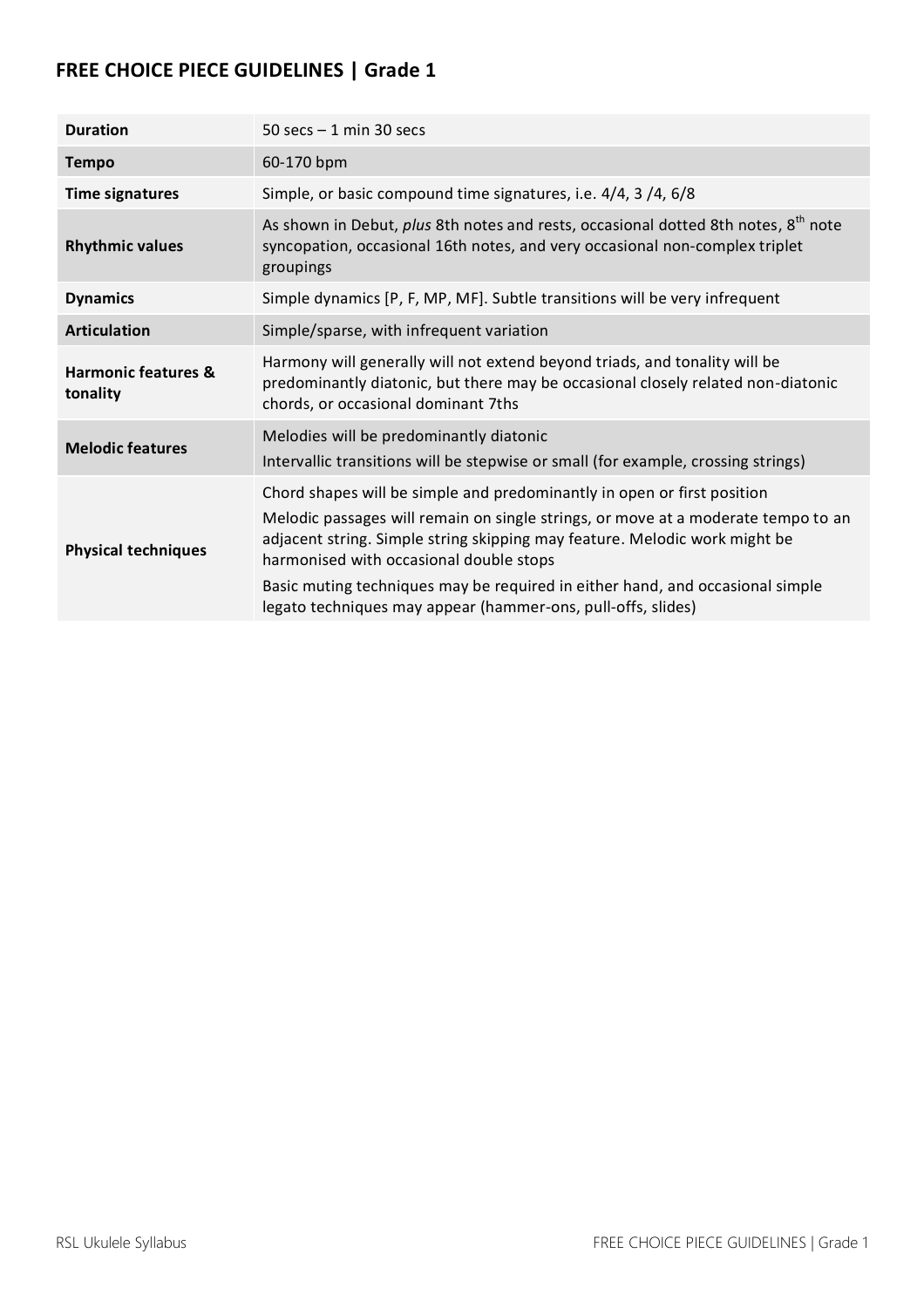# FREE CHOICE PIECE GUIDELINES | Grade 1

| | |
|---|---|
| **Duration** | 50 secs – 1 min 30 secs |
| **Tempo** | 60-170 bpm |
| **Time signatures** | Simple, or basic compound time signatures, i.e. 4/4, 3 /4, 6/8 |
| **Rhythmic values** | As shown in Debut, *plus* 8th notes and rests, occasional dotted 8th notes, 8th note syncopation, occasional 16th notes, and very occasional non-complex triplet groupings |
| **Dynamics** | Simple dynamics [P, F, MP, MF]. Subtle transitions will be very infrequent |
| **Articulation** | Simple/sparse, with infrequent variation |
| **Harmonic features & tonality** | Harmony will generally will not extend beyond triads, and tonality will be predominantly diatonic, but there may be occasional closely related non-diatonic chords, or occasional dominant 7ths |
| **Melodic features** | Melodies will be predominantly diatonic<br>Intervallic transitions will be stepwise or small (for example, crossing strings) |
| **Physical techniques** | Chord shapes will be simple and predominantly in open or first position<br>Melodic passages will remain on single strings, or move at a moderate tempo to an adjacent string. Simple string skipping may feature. Melodic work might be harmonised with occasional double stops<br>Basic muting techniques may be required in either hand, and occasional simple legato techniques may appear (hammer-ons, pull-offs, slides) |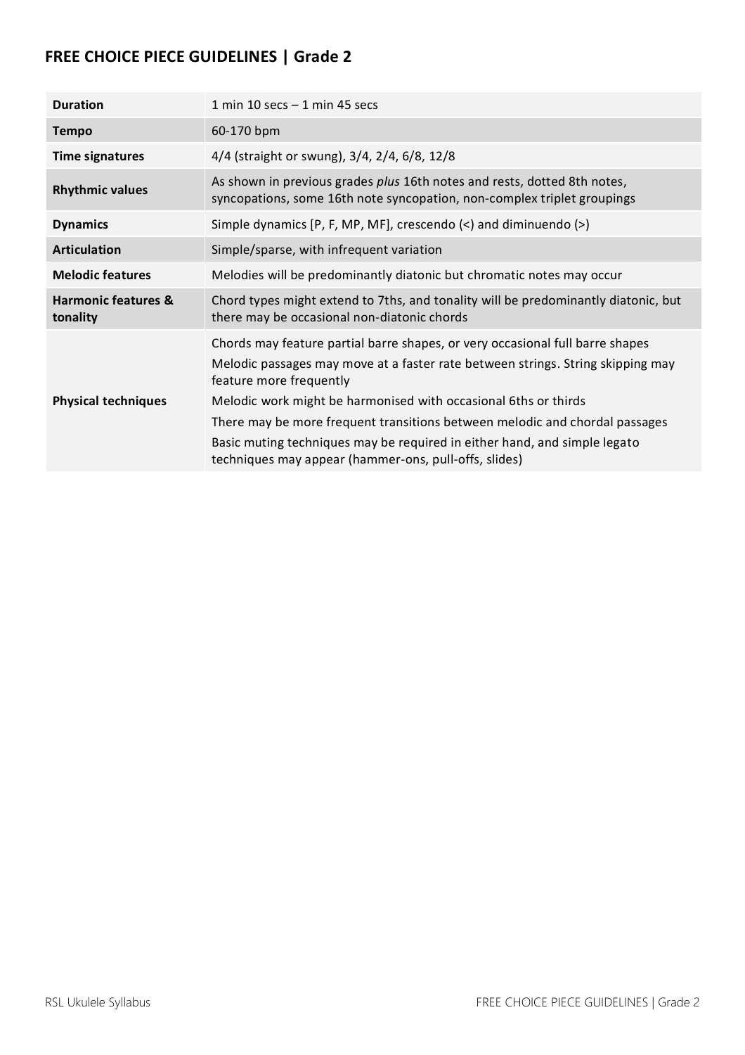## FREE CHOICE PIECE GUIDELINES | Grade 2

| | |
|---|---|
| **Duration** | 1 min 10 secs – 1 min 45 secs |
| **Tempo** | 60-170 bpm |
| **Time signatures** | 4/4 (straight or swung), 3/4, 2/4, 6/8, 12/8 |
| **Rhythmic values** | As shown in previous grades *plus* 16th notes and rests, dotted 8th notes, syncopations, some 16th note syncopation, non-complex triplet groupings |
| **Dynamics** | Simple dynamics [P, F, MP, MF], crescendo (<) and diminuendo (>) |
| **Articulation** | Simple/sparse, with infrequent variation |
| **Melodic features** | Melodies will be predominantly diatonic but chromatic notes may occur |
| **Harmonic features & tonality** | Chord types might extend to 7ths, and tonality will be predominantly diatonic, but there may be occasional non-diatonic chords |
| **Physical techniques** | Chords may feature partial barre shapes, or very occasional full barre shapes<br>Melodic passages may move at a faster rate between strings. String skipping may feature more frequently<br>Melodic work might be harmonised with occasional 6ths or thirds<br>There may be more frequent transitions between melodic and chordal passages<br>Basic muting techniques may be required in either hand, and simple legato techniques may appear (hammer-ons, pull-offs, slides) |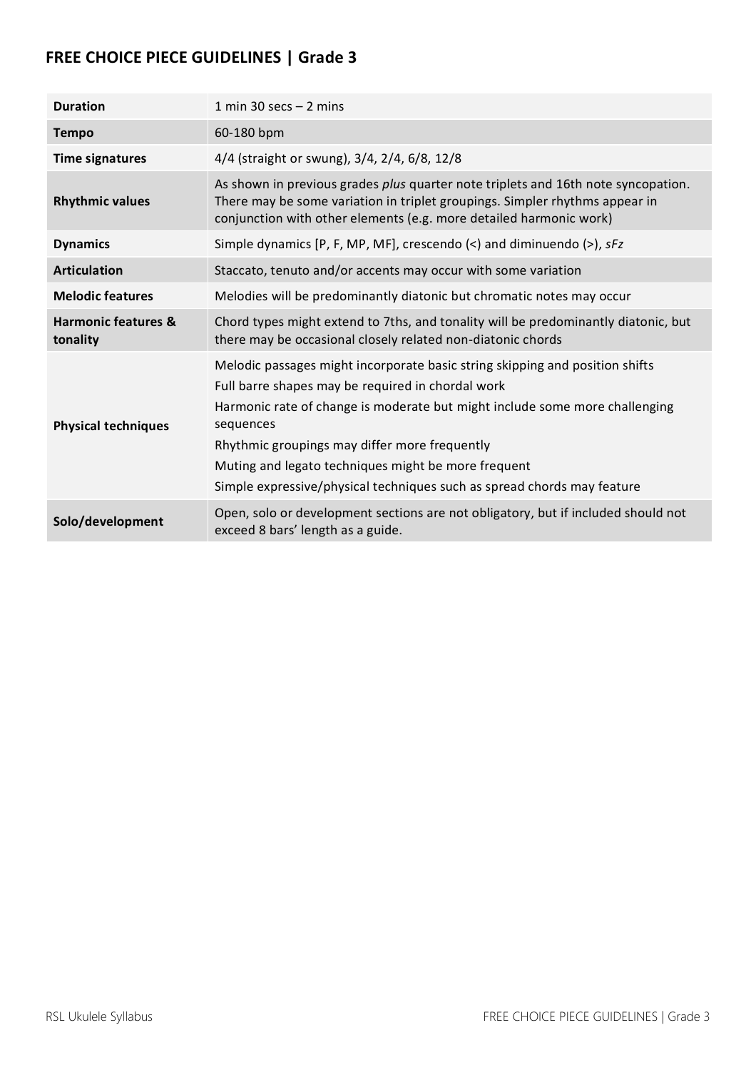## FREE CHOICE PIECE GUIDELINES | Grade 3

| | |
|---|---|
| **Duration** | 1 min 30 secs – 2 mins |
| **Tempo** | 60-180 bpm |
| **Time signatures** | 4/4 (straight or swung), 3/4, 2/4, 6/8, 12/8 |
| **Rhythmic values** | As shown in previous grades *plus* quarter note triplets and 16th note syncopation. There may be some variation in triplet groupings. Simpler rhythms appear in conjunction with other elements (e.g. more detailed harmonic work) |
| **Dynamics** | Simple dynamics [P, F, MP, MF], crescendo (<) and diminuendo (>), *sFz* |
| **Articulation** | Staccato, tenuto and/or accents may occur with some variation |
| **Melodic features** | Melodies will be predominantly diatonic but chromatic notes may occur |
| **Harmonic features & tonality** | Chord types might extend to 7ths, and tonality will be predominantly diatonic, but there may be occasional closely related non-diatonic chords |
| **Physical techniques** | Melodic passages might incorporate basic string skipping and position shifts<br>Full barre shapes may be required in chordal work<br>Harmonic rate of change is moderate but might include some more challenging sequences<br>Rhythmic groupings may differ more frequently<br>Muting and legato techniques might be more frequent<br>Simple expressive/physical techniques such as spread chords may feature |
| **Solo/development** | Open, solo or development sections are not obligatory, but if included should not exceed 8 bars' length as a guide. |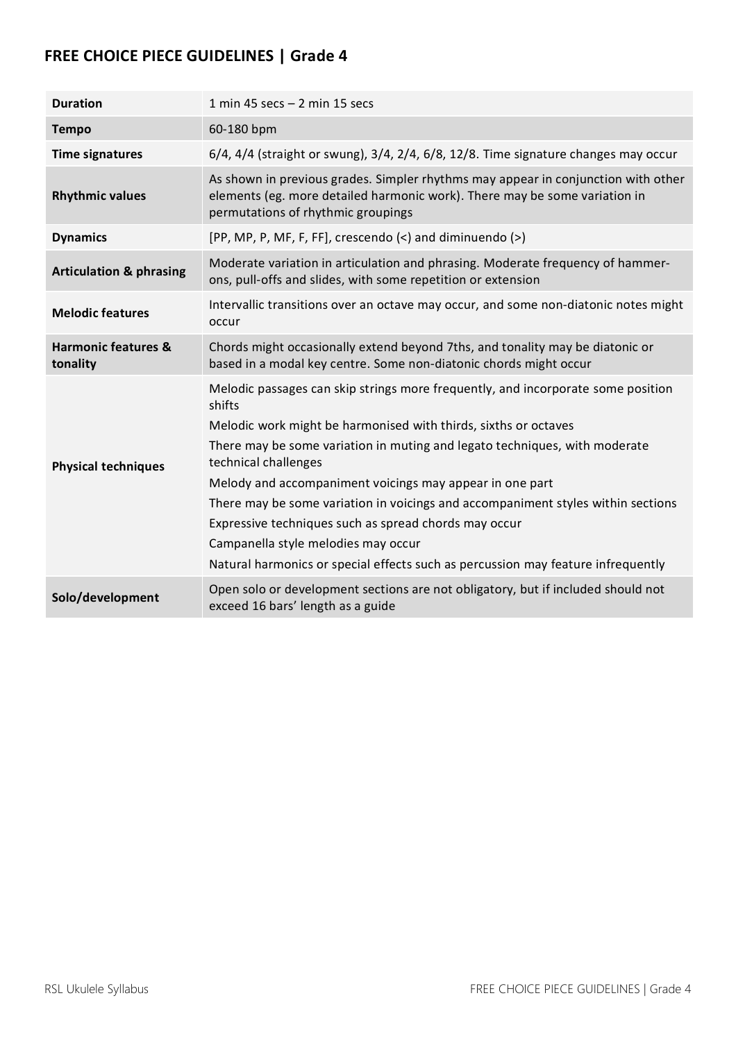## FREE CHOICE PIECE GUIDELINES | Grade 4

| | |
|---|---|
| **Duration** | 1 min 45 secs – 2 min 15 secs |
| **Tempo** | 60-180 bpm |
| **Time signatures** | 6/4, 4/4 (straight or swung), 3/4, 2/4, 6/8, 12/8. Time signature changes may occur |
| **Rhythmic values** | As shown in previous grades. Simpler rhythms may appear in conjunction with other elements (eg. more detailed harmonic work). There may be some variation in permutations of rhythmic groupings |
| **Dynamics** | [PP, MP, P, MF, F, FF], crescendo (<) and diminuendo (>) |
| **Articulation & phrasing** | Moderate variation in articulation and phrasing. Moderate frequency of hammer-ons, pull-offs and slides, with some repetition or extension |
| **Melodic features** | Intervallic transitions over an octave may occur, and some non-diatonic notes might occur |
| **Harmonic features & tonality** | Chords might occasionally extend beyond 7ths, and tonality may be diatonic or based in a modal key centre. Some non-diatonic chords might occur |
| **Physical techniques** | Melodic passages can skip strings more frequently, and incorporate some position shifts<br>Melodic work might be harmonised with thirds, sixths or octaves<br>There may be some variation in muting and legato techniques, with moderate technical challenges<br>Melody and accompaniment voicings may appear in one part<br>There may be some variation in voicings and accompaniment styles within sections<br>Expressive techniques such as spread chords may occur<br>Campanella style melodies may occur<br>Natural harmonics or special effects such as percussion may feature infrequently |
| **Solo/development** | Open solo or development sections are not obligatory, but if included should not exceed 16 bars' length as a guide |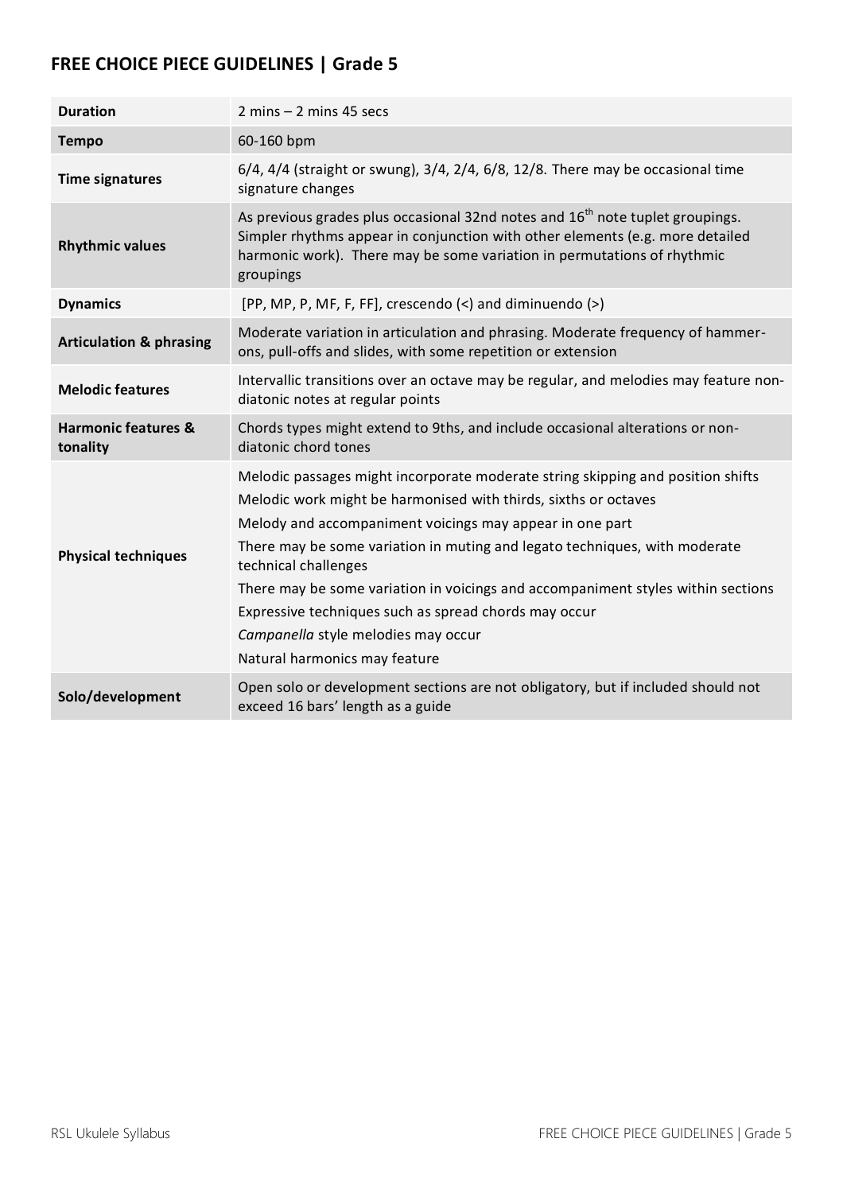## FREE CHOICE PIECE GUIDELINES | Grade 5

| | |
|---|---|
| **Duration** | 2 mins – 2 mins 45 secs |
| **Tempo** | 60-160 bpm |
| **Time signatures** | 6/4, 4/4 (straight or swung), 3/4, 2/4, 6/8, 12/8. There may be occasional time signature changes |
| **Rhythmic values** | As previous grades plus occasional 32nd notes and 16th note tuplet groupings. Simpler rhythms appear in conjunction with other elements (e.g. more detailed harmonic work). There may be some variation in permutations of rhythmic groupings |
| **Dynamics** | [PP, MP, P, MF, F, FF], crescendo (<) and diminuendo (>) |
| **Articulation & phrasing** | Moderate variation in articulation and phrasing. Moderate frequency of hammer-ons, pull-offs and slides, with some repetition or extension |
| **Melodic features** | Intervallic transitions over an octave may be regular, and melodies may feature non-diatonic notes at regular points |
| **Harmonic features & tonality** | Chords types might extend to 9ths, and include occasional alterations or non-diatonic chord tones |
| **Physical techniques** | Melodic passages might incorporate moderate string skipping and position shifts<br>Melodic work might be harmonised with thirds, sixths or octaves<br>Melody and accompaniment voicings may appear in one part<br>There may be some variation in muting and legato techniques, with moderate technical challenges<br>There may be some variation in voicings and accompaniment styles within sections<br>Expressive techniques such as spread chords may occur<br>*Campanella* style melodies may occur<br>Natural harmonics may feature |
| **Solo/development** | Open solo or development sections are not obligatory, but if included should not exceed 16 bars' length as a guide |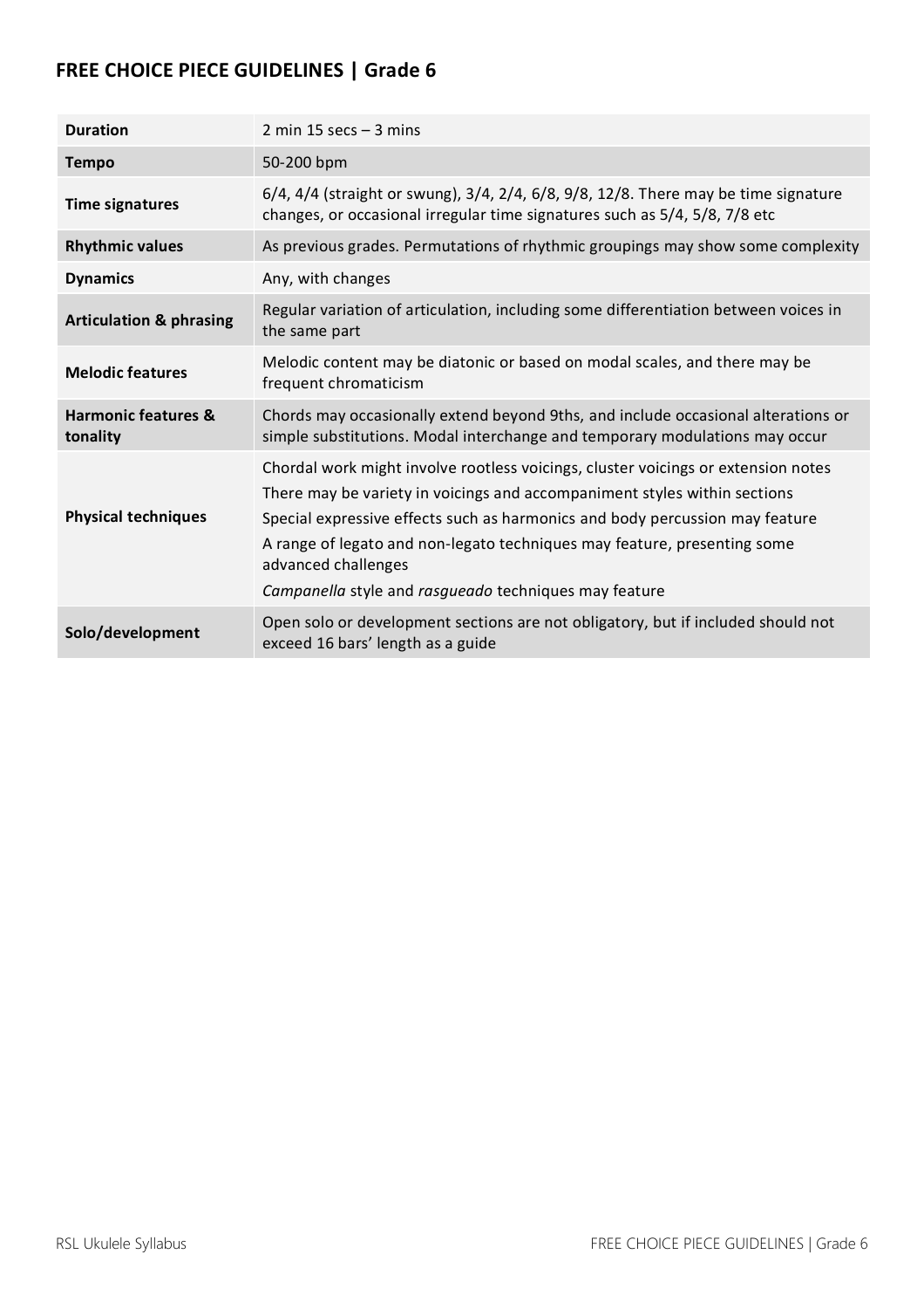## FREE CHOICE PIECE GUIDELINES | Grade 6

| | |
|---|---|
| **Duration** | 2 min 15 secs – 3 mins |
| **Tempo** | 50-200 bpm |
| **Time signatures** | 6/4, 4/4 (straight or swung), 3/4, 2/4, 6/8, 9/8, 12/8. There may be time signature changes, or occasional irregular time signatures such as 5/4, 5/8, 7/8 etc |
| **Rhythmic values** | As previous grades. Permutations of rhythmic groupings may show some complexity |
| **Dynamics** | Any, with changes |
| **Articulation & phrasing** | Regular variation of articulation, including some differentiation between voices in the same part |
| **Melodic features** | Melodic content may be diatonic or based on modal scales, and there may be frequent chromaticism |
| **Harmonic features & tonality** | Chords may occasionally extend beyond 9ths, and include occasional alterations or simple substitutions. Modal interchange and temporary modulations may occur |
| **Physical techniques** | Chordal work might involve rootless voicings, cluster voicings or extension notes<br>There may be variety in voicings and accompaniment styles within sections<br>Special expressive effects such as harmonics and body percussion may feature<br>A range of legato and non-legato techniques may feature, presenting some advanced challenges<br>*Campanella* style and *rasgueado* techniques may feature |
| **Solo/development** | Open solo or development sections are not obligatory, but if included should not exceed 16 bars' length as a guide |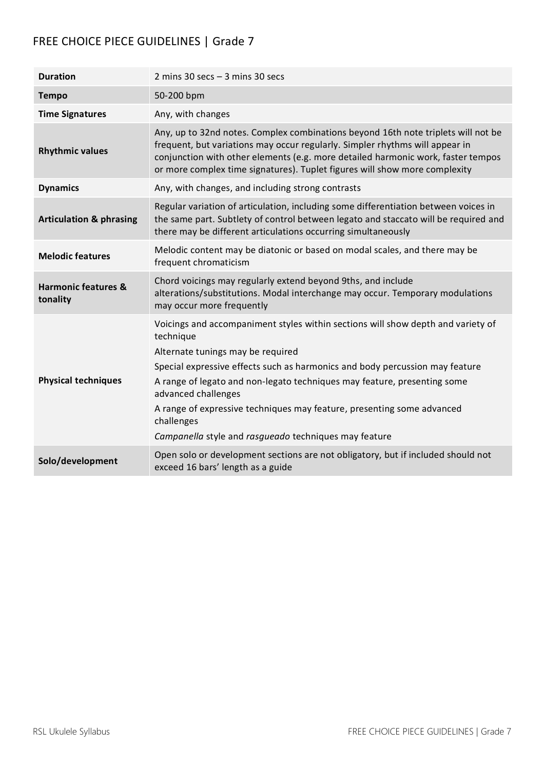## FREE CHOICE PIECE GUIDELINES | Grade 7

| | |
|---|---|
| **Duration** | 2 mins 30 secs – 3 mins 30 secs |
| **Tempo** | 50-200 bpm |
| **Time Signatures** | Any, with changes |
| **Rhythmic values** | Any, up to 32nd notes. Complex combinations beyond 16th note triplets will not be frequent, but variations may occur regularly. Simpler rhythms will appear in conjunction with other elements (e.g. more detailed harmonic work, faster tempos or more complex time signatures). Tuplet figures will show more complexity |
| **Dynamics** | Any, with changes, and including strong contrasts |
| **Articulation & phrasing** | Regular variation of articulation, including some differentiation between voices in the same part. Subtlety of control between legato and staccato will be required and there may be different articulations occurring simultaneously |
| **Melodic features** | Melodic content may be diatonic or based on modal scales, and there may be frequent chromaticism |
| **Harmonic features & tonality** | Chord voicings may regularly extend beyond 9ths, and include alterations/substitutions. Modal interchange may occur. Temporary modulations may occur more frequently |
| **Physical techniques** | Voicings and accompaniment styles within sections will show depth and variety of technique<br>Alternate tunings may be required<br>Special expressive effects such as harmonics and body percussion may feature<br>A range of legato and non-legato techniques may feature, presenting some advanced challenges<br>A range of expressive techniques may feature, presenting some advanced challenges<br>*Campanella* style and *rasgueado* techniques may feature |
| **Solo/development** | Open solo or development sections are not obligatory, but if included should not exceed 16 bars' length as a guide |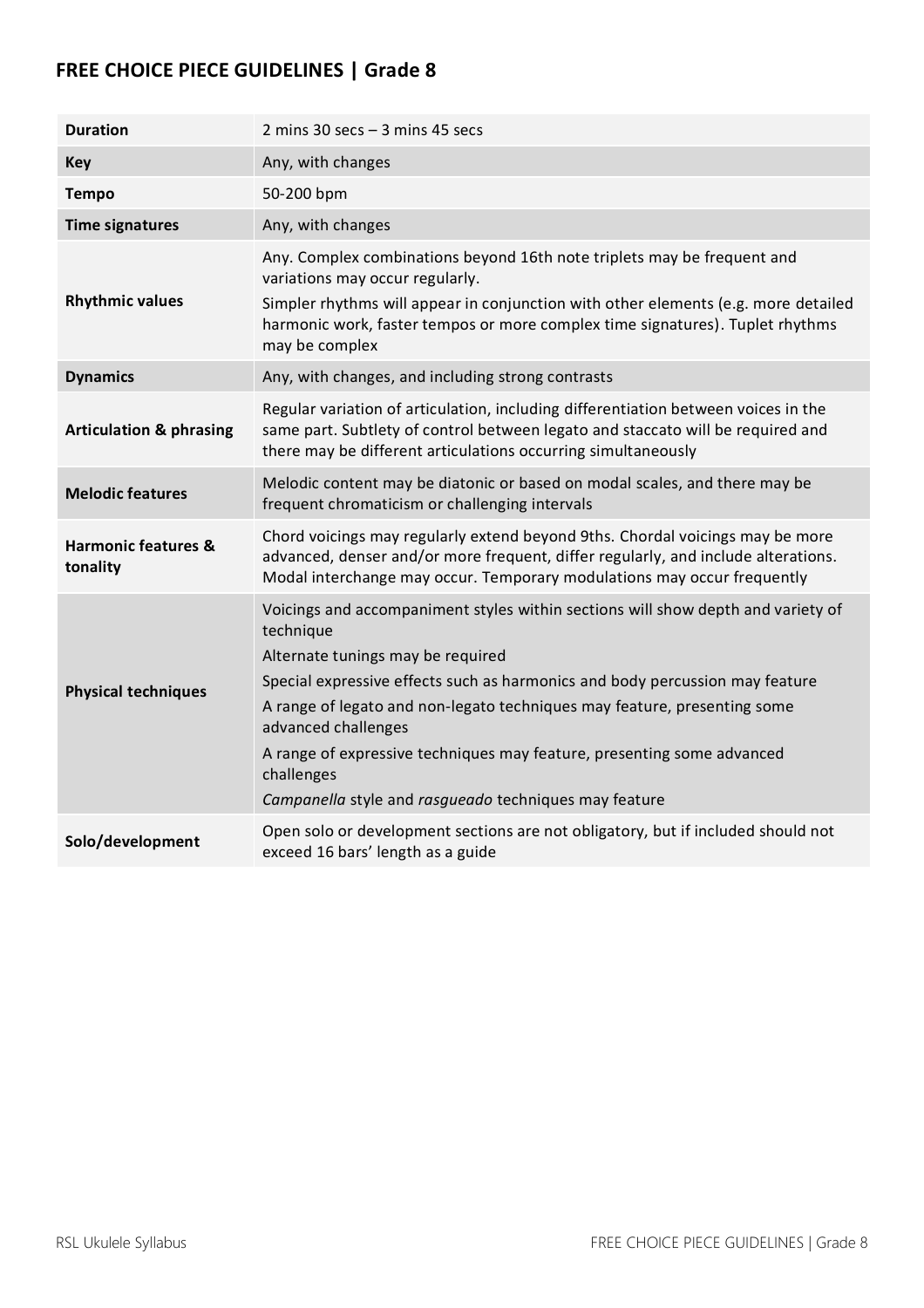## FREE CHOICE PIECE GUIDELINES | Grade 8

| | |
|---|---|
| **Duration** | 2 mins 30 secs – 3 mins 45 secs |
| **Key** | Any, with changes |
| **Tempo** | 50-200 bpm |
| **Time signatures** | Any, with changes |
| **Rhythmic values** | Any. Complex combinations beyond 16th note triplets may be frequent and variations may occur regularly.<br>Simpler rhythms will appear in conjunction with other elements (e.g. more detailed harmonic work, faster tempos or more complex time signatures). Tuplet rhythms may be complex |
| **Dynamics** | Any, with changes, and including strong contrasts |
| **Articulation & phrasing** | Regular variation of articulation, including differentiation between voices in the same part. Subtlety of control between legato and staccato will be required and there may be different articulations occurring simultaneously |
| **Melodic features** | Melodic content may be diatonic or based on modal scales, and there may be frequent chromaticism or challenging intervals |
| **Harmonic features & tonality** | Chord voicings may regularly extend beyond 9ths. Chordal voicings may be more advanced, denser and/or more frequent, differ regularly, and include alterations. Modal interchange may occur. Temporary modulations may occur frequently |
| **Physical techniques** | Voicings and accompaniment styles within sections will show depth and variety of technique<br>Alternate tunings may be required<br>Special expressive effects such as harmonics and body percussion may feature<br>A range of legato and non-legato techniques may feature, presenting some advanced challenges<br>A range of expressive techniques may feature, presenting some advanced challenges<br>*Campanella* style and *rasgueado* techniques may feature |
| **Solo/development** | Open solo or development sections are not obligatory, but if included should not exceed 16 bars' length as a guide |